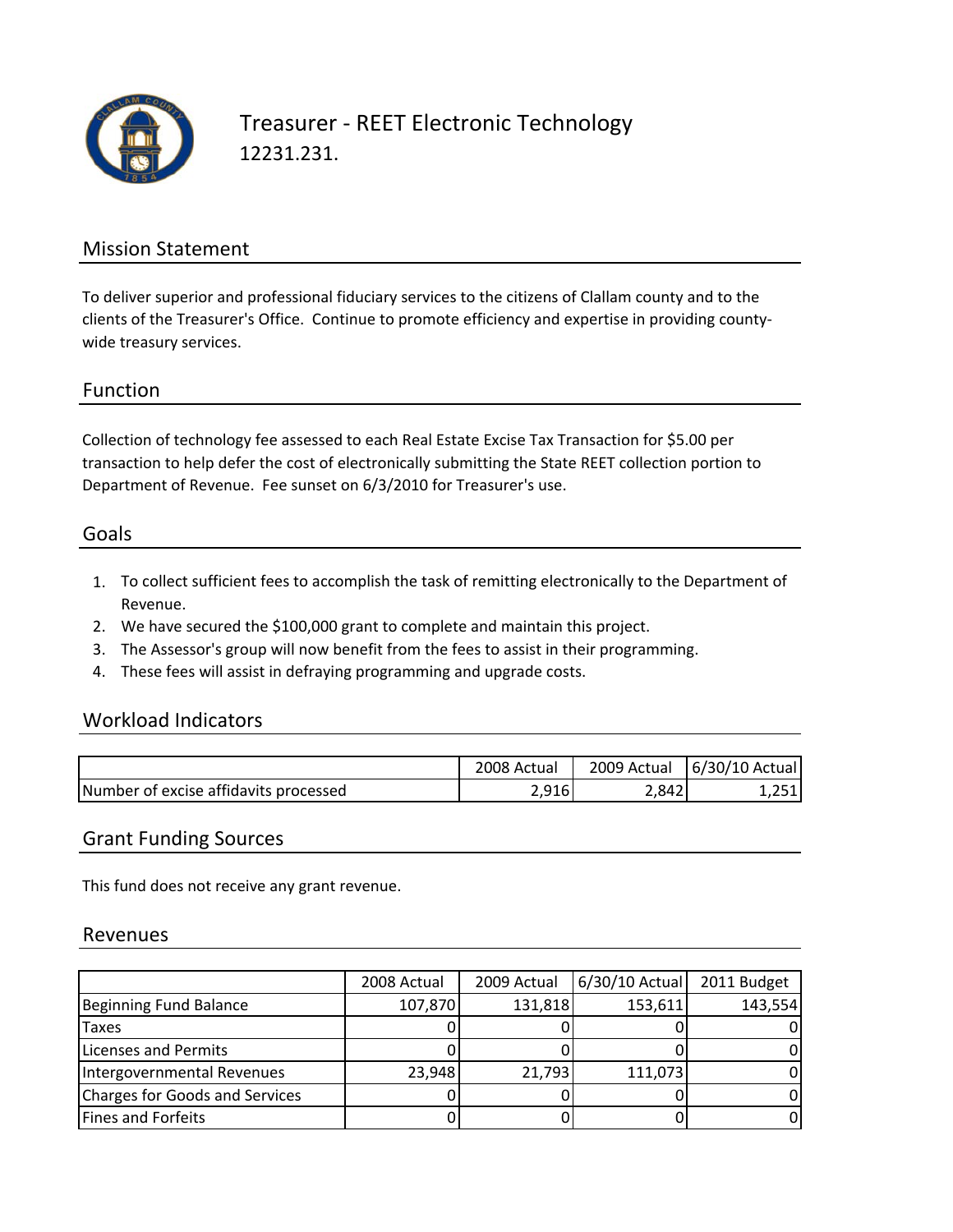# Treasurer - REET Electronic Technology

12231.231.

## Mission Statement

To deliver superior and professional fiduciary services to the citizens of Clallam county and to the clients of the Treasurer's Office. Continue to promote efficiency and expertise in providing county-wide treasury services.

## Function

Collection of technology fee assessed to each Real Estate Excise Tax Transaction for $5.00 per transaction to help defer the cost of electronically submitting the State REET collection portion to Department of Revenue. Fee sunset on 6/3/2010 for Treasurer's use.

## Goals

1. To collect sufficient fees to accomplish the task of remitting electronically to the Department of Revenue.
2. We have secured the $100,000 grant to complete and maintain this project.
3. The Assessor's group will now benefit from the fees to assist in their programming.
4. These fees will assist in defraying programming and upgrade costs.

## Workload Indicators

| | 2008 Actual | 2009 Actual | 6/30/10 Actual |
|---|---|---|---|
| Number of excise affidavits processed | 2,916 | 2,842 | 1,251 |

## Grant Funding Sources

This fund does not receive any grant revenue.

## Revenues

| | 2008 Actual | 2009 Actual | 6/30/10 Actual | 2011 Budget |
|---|---|---|---|---|
| Beginning Fund Balance | 107,870 | 131,818 | 153,611 | 143,554 |
| Taxes | 0 | 0 | 0 | 0 |
| Licenses and Permits | 0 | 0 | 0 | 0 |
| Intergovernmental Revenues | 23,948 | 21,793 | 111,073 | 0 |
| Charges for Goods and Services | 0 | 0 | 0 | 0 |
| Fines and Forfeits | 0 | 0 | 0 | 0 |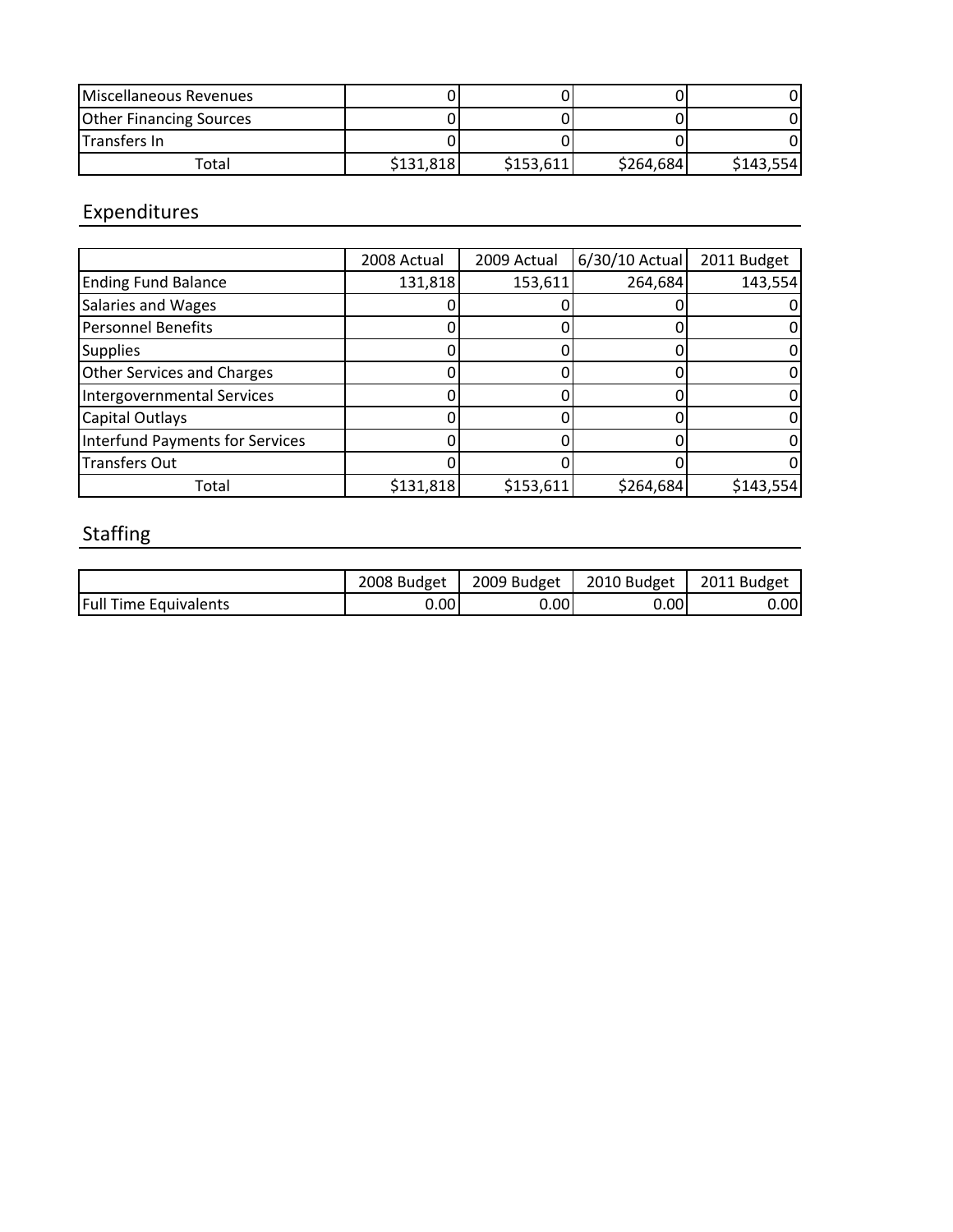| | | | | |
|---|---|---|---|---|
| Miscellaneous Revenues | 0 | 0 | 0 | 0 |
| Other Financing Sources | 0 | 0 | 0 | 0 |
| Transfers In | 0 | 0 | 0 | 0 |
| Total | $131,818 | $153,611 | $264,684 | $143,554 |

## Expenditures

| | 2008 Actual | 2009 Actual | 6/30/10 Actual | 2011 Budget |
|---|---|---|---|---|
| Ending Fund Balance | 131,818 | 153,611 | 264,684 | 143,554 |
| Salaries and Wages | 0 | 0 | 0 | 0 |
| Personnel Benefits | 0 | 0 | 0 | 0 |
| Supplies | 0 | 0 | 0 | 0 |
| Other Services and Charges | 0 | 0 | 0 | 0 |
| Intergovernmental Services | 0 | 0 | 0 | 0 |
| Capital Outlays | 0 | 0 | 0 | 0 |
| Interfund Payments for Services | 0 | 0 | 0 | 0 |
| Transfers Out | 0 | 0 | 0 | 0 |
| Total | $131,818 | $153,611 | $264,684 | $143,554 |

## Staffing

| | 2008 Budget | 2009 Budget | 2010 Budget | 2011 Budget |
|---|---|---|---|---|
| Full Time Equivalents | 0.00 | 0.00 | 0.00 | 0.00 |